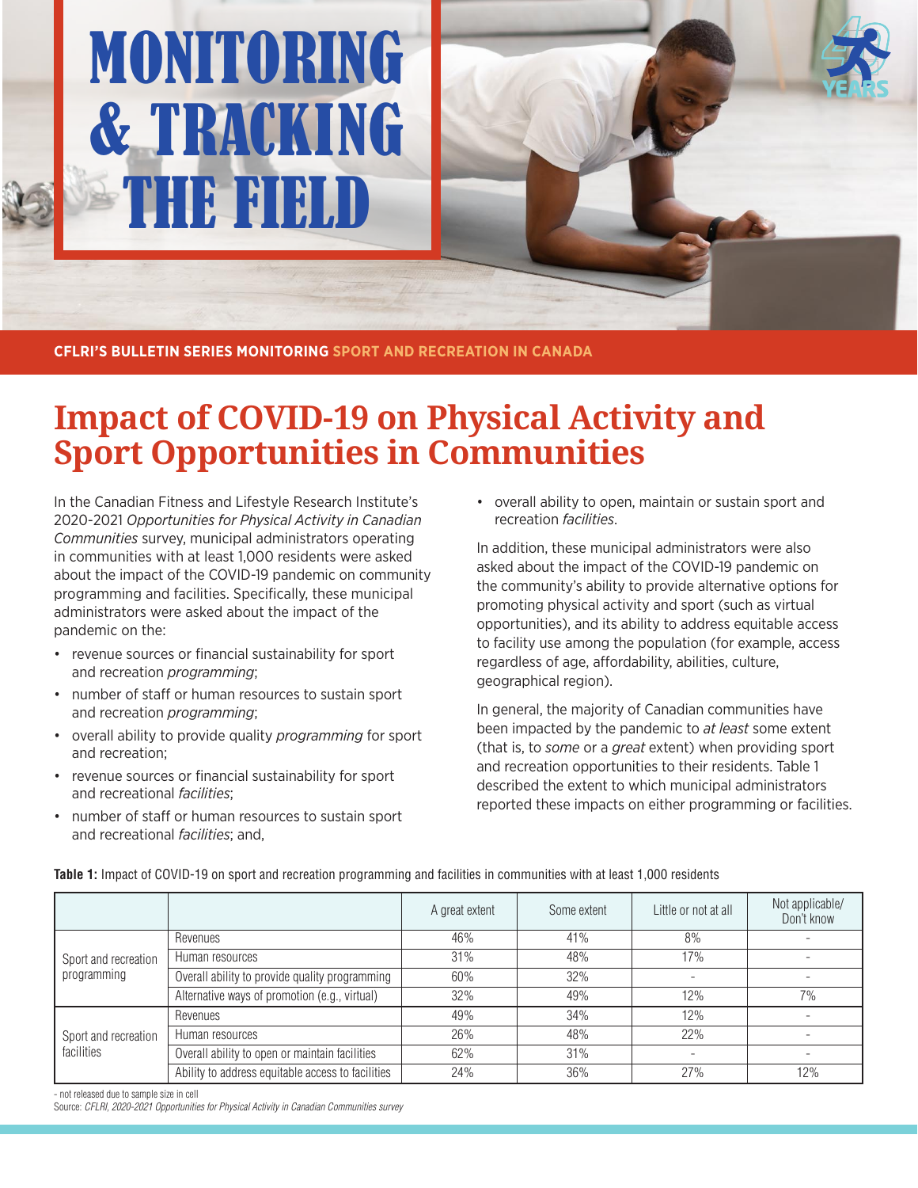# MONITORING & TRACKING THE FIELD

CFLRI'S BULLETIN SERIES MONITORING SPORT AND RECREATION IN CANADA

## Impact of COVID-19 on Physical Activity and Sport Opportunities in Communities

In the Canadian Fitness and Lifestyle Research Institute's 2020-2021 *Opportunities for Physical Activity in Canadian Communities* survey, municipal administrators operating in communities with at least 1,000 residents were asked about the impact of the COVID-19 pandemic on community programming and facilities. Specifically, these municipal administrators were asked about the impact of the pandemic on the:

- revenue sources or financial sustainability for sport and recreation *programming*;
- number of staff or human resources to sustain sport and recreation *programming*;
- overall ability to provide quality *programming* for sport and recreation;
- revenue sources or financial sustainability for sport and recreational *facilities*;
- number of staff or human resources to sustain sport and recreational *facilities*; and,
- overall ability to open, maintain or sustain sport and recreation *facilities*.

In addition, these municipal administrators were also asked about the impact of the COVID-19 pandemic on the community's ability to provide alternative options for promoting physical activity and sport (such as virtual opportunities), and its ability to address equitable access to facility use among the population (for example, access regardless of age, affordability, abilities, culture, geographical region).

In general, the majority of Canadian communities have been impacted by the pandemic to *at least* some extent (that is, to *some* or a *great* extent) when providing sport and recreation opportunities to their residents. Table 1 described the extent to which municipal administrators reported these impacts on either programming or facilities.

**Table 1:** Impact of COVID-19 on sport and recreation programming and facilities in communities with at least 1,000 residents

| | | A great extent | Some extent | Little or not at all | Not applicable/ Don't know |
|---|---|---|---|---|---|
| Sport and recreation programming | Revenues | 46% | 41% | 8% | - |
| | Human resources | 31% | 48% | 17% | - |
| | Overall ability to provide quality programming | 60% | 32% | - | - |
| | Alternative ways of promotion (e.g., virtual) | 32% | 49% | 12% | 7% |
| Sport and recreation facilities | Revenues | 49% | 34% | 12% | - |
| | Human resources | 26% | 48% | 22% | - |
| | Overall ability to open or maintain facilities | 62% | 31% | - | - |
| | Ability to address equitable access to facilities | 24% | 36% | 27% | 12% |

- not released due to sample size in cell

Source: *CFLRI, 2020-2021 Opportunities for Physical Activity in Canadian Communities survey*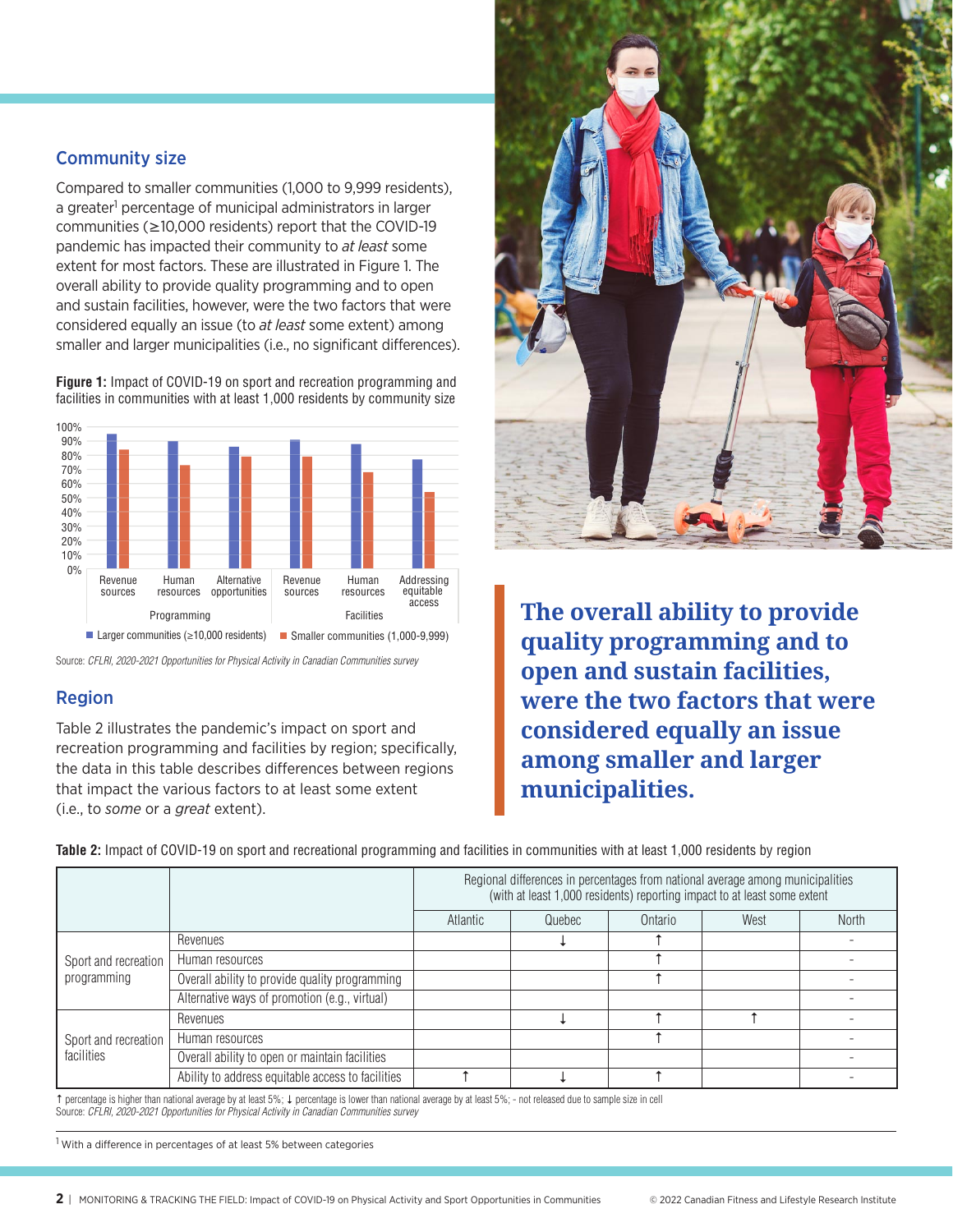## Community size

Compared to smaller communities (1,000 to 9,999 residents), a greater[1] percentage of municipal administrators in larger communities (≥10,000 residents) report that the COVID-19 pandemic has impacted their community to *at least* some extent for most factors. These are illustrated in Figure 1. The overall ability to provide quality programming and to open and sustain facilities, however, were the two factors that were considered equally an issue (to *at least* some extent) among smaller and larger municipalities (i.e., no significant differences).

**Figure 1:** Impact of COVID-19 on sport and recreation programming and facilities in communities with at least 1,000 residents by community size

Source: *CFLRI, 2020-2021 Opportunities for Physical Activity in Canadian Communities survey*

## Region

Table 2 illustrates the pandemic's impact on sport and recreation programming and facilities by region; specifically, the data in this table describes differences between regions that impact the various factors to at least some extent (i.e., to *some* or a *great* extent).

**The overall ability to provide quality programming and to open and sustain facilities, were the two factors that were considered equally an issue among smaller and larger municipalities.**

**Table 2:** Impact of COVID-19 on sport and recreational programming and facilities in communities with at least 1,000 residents by region

| | | Regional differences in percentages from national average among municipalities (with at least 1,000 residents) reporting impact to at least some extent | | | | |
|---|---|---|---|---|---|---|
| | | Atlantic | Quebec | Ontario | West | North |
| Sport and recreation programming | Revenues | | ↓ | ↑ | | - |
| | Human resources | | | ↑ | | - |
| | Overall ability to provide quality programming | | | ↑ | | - |
| | Alternative ways of promotion (e.g., virtual) | | | | | - |
| Sport and recreation facilities | Revenues | | ↓ | ↑ | ↑ | - |
| | Human resources | | | ↑ | | - |
| | Overall ability to open or maintain facilities | | | | | - |
| | Ability to address equitable access to facilities | ↑ | ↓ | ↑ | | - |

↑ percentage is higher than national average by at least 5%; ↓ percentage is lower than national average by at least 5%; - not released due to sample size in cell
Source: *CFLRI, 2020-2021 Opportunities for Physical Activity in Canadian Communities survey*

[1] With a difference in percentages of at least 5% between categories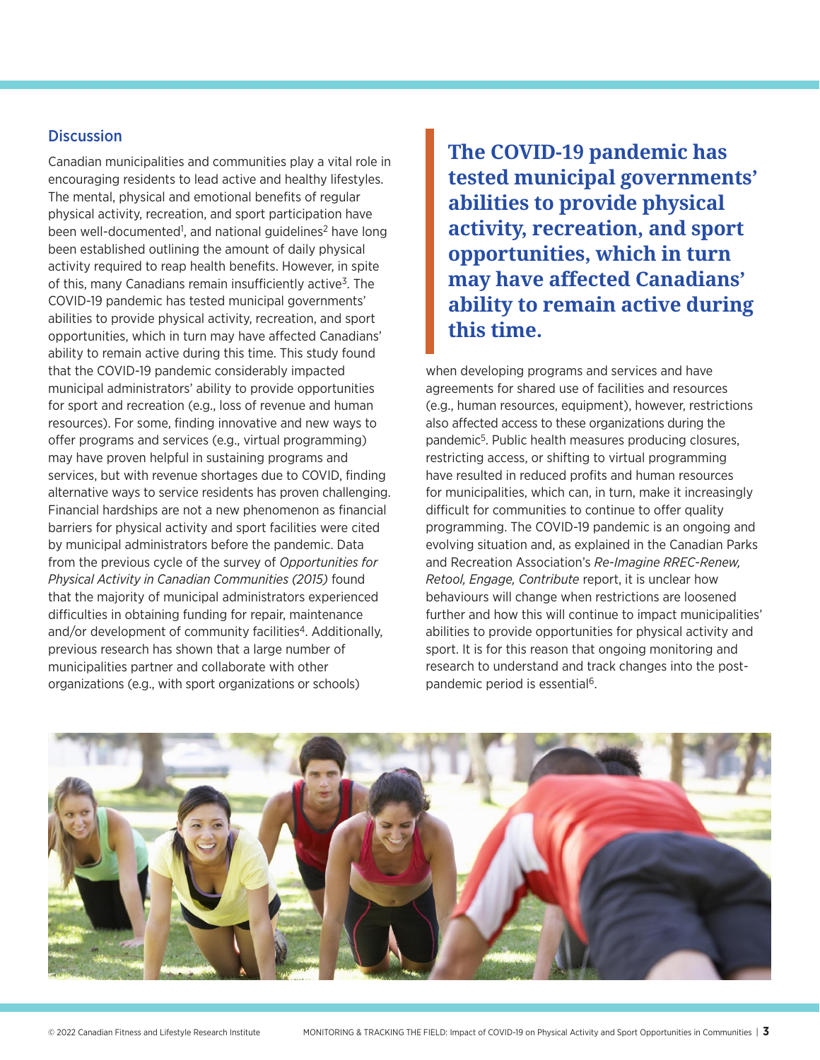## Discussion

Canadian municipalities and communities play a vital role in encouraging residents to lead active and healthy lifestyles. The mental, physical and emotional benefits of regular physical activity, recreation, and sport participation have been well-documented[1], and national guidelines[2] have long been established outlining the amount of daily physical activity required to reap health benefits. However, in spite of this, many Canadians remain insufficiently active[3]. The COVID-19 pandemic has tested municipal governments' abilities to provide physical activity, recreation, and sport opportunities, which in turn may have affected Canadians' ability to remain active during this time. This study found that the COVID-19 pandemic considerably impacted municipal administrators' ability to provide opportunities for sport and recreation (e.g., loss of revenue and human resources). For some, finding innovative and new ways to offer programs and services (e.g., virtual programming) may have proven helpful in sustaining programs and services, but with revenue shortages due to COVID, finding alternative ways to service residents has proven challenging. Financial hardships are not a new phenomenon as financial barriers for physical activity and sport facilities were cited by municipal administrators before the pandemic. Data from the previous cycle of the survey of *Opportunities for Physical Activity in Canadian Communities (2015)* found that the majority of municipal administrators experienced difficulties in obtaining funding for repair, maintenance and/or development of community facilities[4]. Additionally, previous research has shown that a large number of municipalities partner and collaborate with other organizations (e.g., with sport organizations or schools) when developing programs and services and have agreements for shared use of facilities and resources (e.g., human resources, equipment), however, restrictions also affected access to these organizations during the pandemic[5]. Public health measures producing closures, restricting access, or shifting to virtual programming have resulted in reduced profits and human resources for municipalities, which can, in turn, make it increasingly difficult for communities to continue to offer quality programming. The COVID-19 pandemic is an ongoing and evolving situation and, as explained in the Canadian Parks and Recreation Association's *Re-Imagine RREC-Renew, Retool, Engage, Contribute* report, it is unclear how behaviours will change when restrictions are loosened further and how this will continue to impact municipalities' abilities to provide opportunities for physical activity and sport. It is for this reason that ongoing monitoring and research to understand and track changes into the post-pandemic period is essential[6].

> **The COVID-19 pandemic has tested municipal governments' abilities to provide physical activity, recreation, and sport opportunities, which in turn may have affected Canadians' ability to remain active during this time.**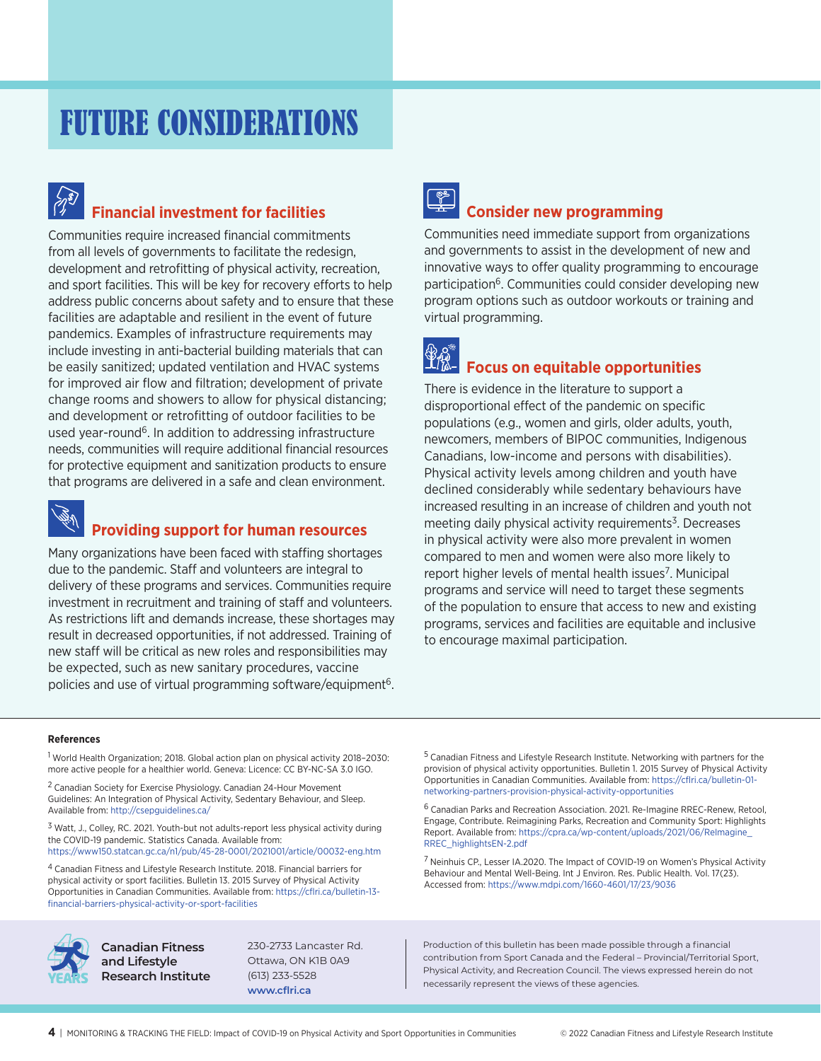# FUTURE CONSIDERATIONS

## Financial investment for facilities

Communities require increased financial commitments from all levels of governments to facilitate the redesign, development and retrofitting of physical activity, recreation, and sport facilities. This will be key for recovery efforts to help address public concerns about safety and to ensure that these facilities are adaptable and resilient in the event of future pandemics. Examples of infrastructure requirements may include investing in anti-bacterial building materials that can be easily sanitized; updated ventilation and HVAC systems for improved air flow and filtration; development of private change rooms and showers to allow for physical distancing; and development or retrofitting of outdoor facilities to be used year-round[6]. In addition to addressing infrastructure needs, communities will require additional financial resources for protective equipment and sanitization products to ensure that programs are delivered in a safe and clean environment.

## Providing support for human resources

Many organizations have been faced with staffing shortages due to the pandemic. Staff and volunteers are integral to delivery of these programs and services. Communities require investment in recruitment and training of staff and volunteers. As restrictions lift and demands increase, these shortages may result in decreased opportunities, if not addressed. Training of new staff will be critical as new roles and responsibilities may be expected, such as new sanitary procedures, vaccine policies and use of virtual programming software/equipment[6].

## Consider new programming

Communities need immediate support from organizations and governments to assist in the development of new and innovative ways to offer quality programming to encourage participation[6]. Communities could consider developing new program options such as outdoor workouts or training and virtual programming.

## Focus on equitable opportunities

There is evidence in the literature to support a disproportional effect of the pandemic on specific populations (e.g., women and girls, older adults, youth, newcomers, members of BIPOC communities, Indigenous Canadians, low-income and persons with disabilities). Physical activity levels among children and youth have declined considerably while sedentary behaviours have increased resulting in an increase of children and youth not meeting daily physical activity requirements[3]. Decreases in physical activity were also more prevalent in women compared to men and women were also more likely to report higher levels of mental health issues[7]. Municipal programs and service will need to target these segments of the population to ensure that access to new and existing programs, services and facilities are equitable and inclusive to encourage maximal participation.

**References**

[1] World Health Organization; 2018. Global action plan on physical activity 2018–2030: more active people for a healthier world. Geneva: Licence: CC BY-NC-SA 3.0 IGO.

[2] Canadian Society for Exercise Physiology. Canadian 24-Hour Movement Guidelines: An Integration of Physical Activity, Sedentary Behaviour, and Sleep. Available from: http://csepguidelines.ca/

[3] Watt, J., Colley, RC. 2021. Youth-but not adults-report less physical activity during the COVID-19 pandemic. Statistics Canada. Available from: https://www150.statcan.gc.ca/n1/pub/45-28-0001/2021001/article/00032-eng.htm

[4] Canadian Fitness and Lifestyle Research Institute. 2018. Financial barriers for physical activity or sport facilities. Bulletin 13. 2015 Survey of Physical Activity Opportunities in Canadian Communities. Available from: https://cflri.ca/bulletin-13-financial-barriers-physical-activity-or-sport-facilities

[5] Canadian Fitness and Lifestyle Research Institute. Networking with partners for the provision of physical activity opportunities. Bulletin 1. 2015 Survey of Physical Activity Opportunities in Canadian Communities. Available from: https://cflri.ca/bulletin-01-networking-partners-provision-physical-activity-opportunities

[6] Canadian Parks and Recreation Association. 2021. Re-Imagine RREC-Renew, Retool, Engage, Contribute. Reimagining Parks, Recreation and Community Sport: Highlights Report. Available from: https://cpra.ca/wp-content/uploads/2021/06/ReImagine_RREC_highlightsEN-2.pdf

[7] Neinhuis CP., Lesser IA.2020. The Impact of COVID-19 on Women's Physical Activity Behaviour and Mental Well-Being. Int J Environ. Res. Public Health. Vol. 17(23). Accessed from: https://www.mdpi.com/1660-4601/17/23/9036

**Canadian Fitness and Lifestyle Research Institute**

230-2733 Lancaster Rd.
Ottawa, ON K1B 0A9
(613) 233-5528
**www.cflri.ca**

Production of this bulletin has been made possible through a financial contribution from Sport Canada and the Federal – Provincial/Territorial Sport, Physical Activity, and Recreation Council. The views expressed herein do not necessarily represent the views of these agencies.